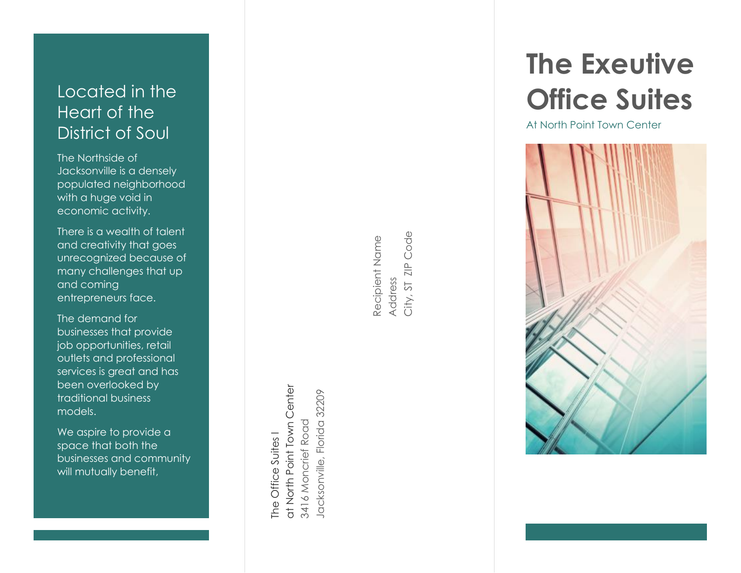## Located in the Heart of the District of Soul

The Northside of Jacksonville is a densely populated neighborhood with a huge void in economic activity.

There is a wealth of talent and creativity that goes unrecognized because of many challenges that up and coming entrepreneurs face.

The demand for businesses that provide job opportunities, retail outlets and professional services is great and has been overlooked by traditional business models.

We aspire to provide a space that both the businesses and community will mutually benefit,

The Office Suites I
at North Point Town Center
3416 Moncrief Road
Jacksonville, Florida 32209

Recipient Name
Address
City, ST ZIP Code

# The Exeutive Office Suites

At North Point Town Center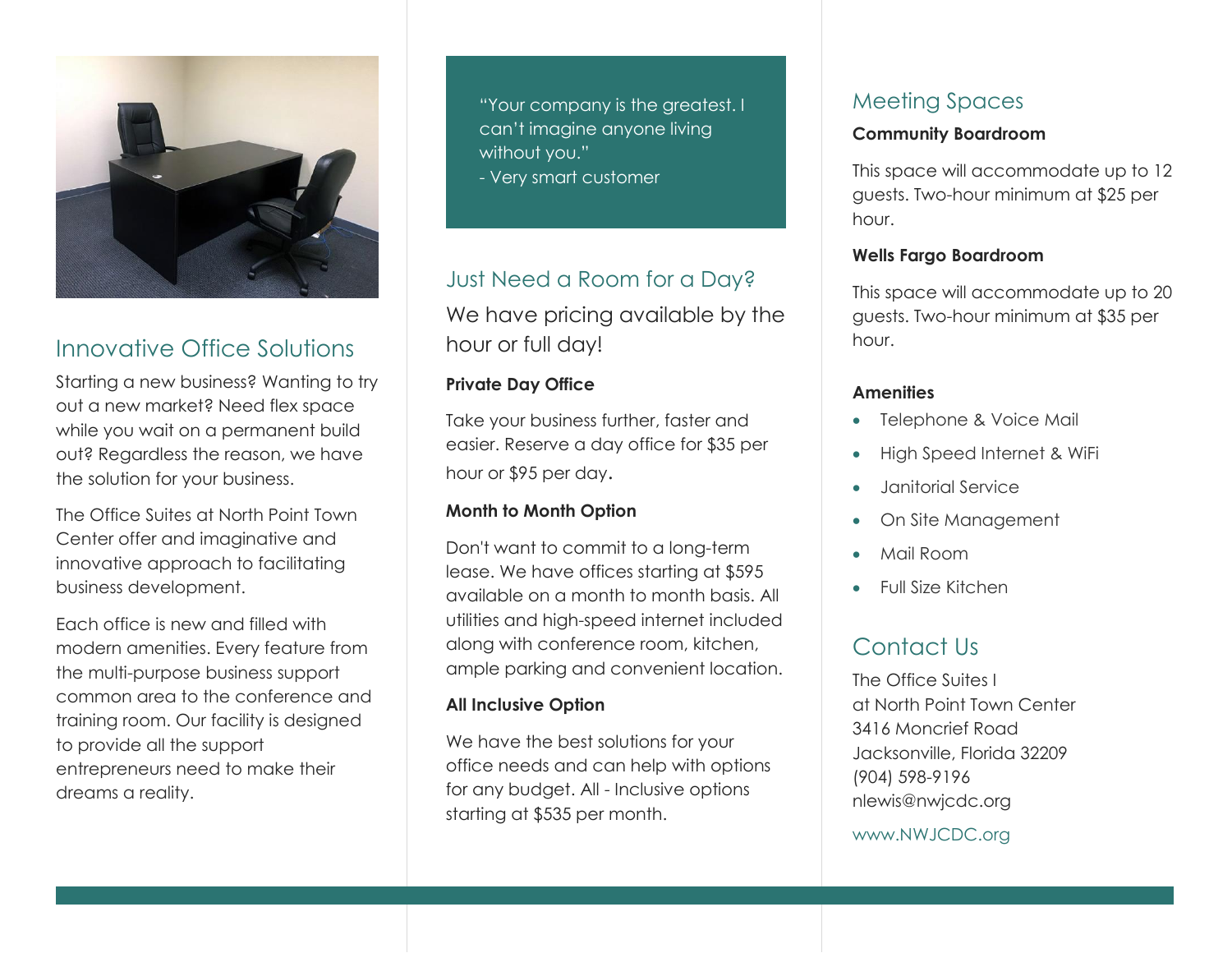## Innovative Office Solutions

Starting a new business? Wanting to try out a new market? Need flex space while you wait on a permanent build out? Regardless the reason, we have the solution for your business.

The Office Suites at North Point Town Center offer and imaginative and innovative approach to facilitating business development.

Each office is new and filled with modern amenities. Every feature from the multi-purpose business support common area to the conference and training room. Our facility is designed to provide all the support entrepreneurs need to make their dreams a reality.

> "Your company is the greatest. I can't imagine anyone living without you."
> - Very smart customer

## Just Need a Room for a Day?

We have pricing available by the hour or full day!

**Private Day Office**

Take your business further, faster and easier. Reserve a day office for $35 per hour or $95 per day.

**Month to Month Option**

Don't want to commit to a long-term lease. We have offices starting at $595 available on a month to month basis. All utilities and high-speed internet included along with conference room, kitchen, ample parking and convenient location.

**All Inclusive Option**

We have the best solutions for your office needs and can help with options for any budget. All - Inclusive options starting at $535 per month.

## Meeting Spaces

**Community Boardroom**

This space will accommodate up to 12 guests. Two-hour minimum at $25 per hour.

**Wells Fargo Boardroom**

This space will accommodate up to 20 guests. Two-hour minimum at $35 per hour.

**Amenities**

- Telephone & Voice Mail
- High Speed Internet & WiFi
- Janitorial Service
- On Site Management
- Mail Room
- Full Size Kitchen

## Contact Us

The Office Suites I
at North Point Town Center
3416 Moncrief Road
Jacksonville, Florida 32209
(904) 598-9196
nlewis@nwjcdc.org

www.NWJCDC.org